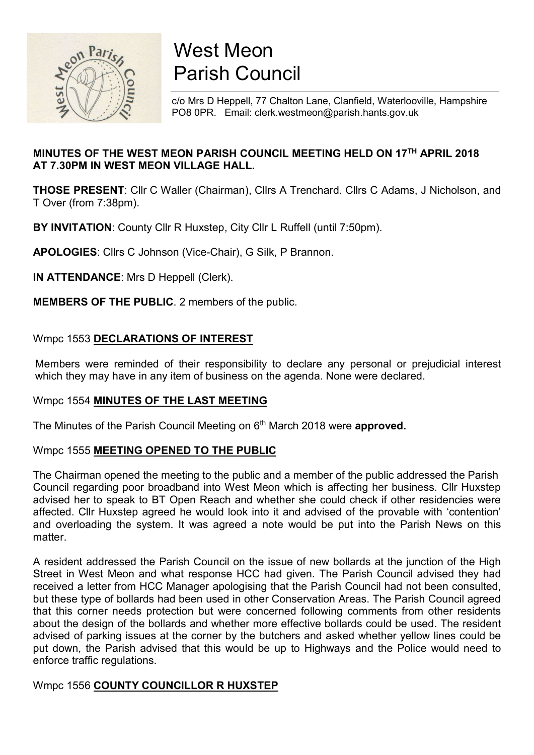# West Meon Parish Council

c/o Mrs D Heppell, 77 Chalton Lane, Clanfield, Waterlooville, Hampshire PO8 0PR. Email: clerk.westmeon@parish.hants.gov.uk

**MINUTES OF THE WEST MEON PARISH COUNCIL MEETING HELD ON 17TH APRIL 2018 AT 7.30PM IN WEST MEON VILLAGE HALL.**

**THOSE PRESENT**: Cllr C Waller (Chairman), Cllrs A Trenchard. Cllrs C Adams, J Nicholson, and T Over (from 7:38pm).

**BY INVITATION**: County Cllr R Huxstep, City Cllr L Ruffell (until 7:50pm).

**APOLOGIES**: Cllrs C Johnson (Vice-Chair), G Silk, P Brannon.

**IN ATTENDANCE**: Mrs D Heppell (Clerk).

**MEMBERS OF THE PUBLIC**. 2 members of the public.

## Wmpc 1553 DECLARATIONS OF INTEREST

Members were reminded of their responsibility to declare any personal or prejudicial interest which they may have in any item of business on the agenda. None were declared.

## Wmpc 1554 MINUTES OF THE LAST MEETING

The Minutes of the Parish Council Meeting on 6th March 2018 were **approved.**

## Wmpc 1555 MEETING OPENED TO THE PUBLIC

The Chairman opened the meeting to the public and a member of the public addressed the Parish Council regarding poor broadband into West Meon which is affecting her business. Cllr Huxstep advised her to speak to BT Open Reach and whether she could check if other residencies were affected. Cllr Huxstep agreed he would look into it and advised of the provable with 'contention' and overloading the system. It was agreed a note would be put into the Parish News on this matter.

A resident addressed the Parish Council on the issue of new bollards at the junction of the High Street in West Meon and what response HCC had given. The Parish Council advised they had received a letter from HCC Manager apologising that the Parish Council had not been consulted, but these type of bollards had been used in other Conservation Areas. The Parish Council agreed that this corner needs protection but were concerned following comments from other residents about the design of the bollards and whether more effective bollards could be used. The resident advised of parking issues at the corner by the butchers and asked whether yellow lines could be put down, the Parish advised that this would be up to Highways and the Police would need to enforce traffic regulations.

## Wmpc 1556 COUNTY COUNCILLOR R HUXSTEP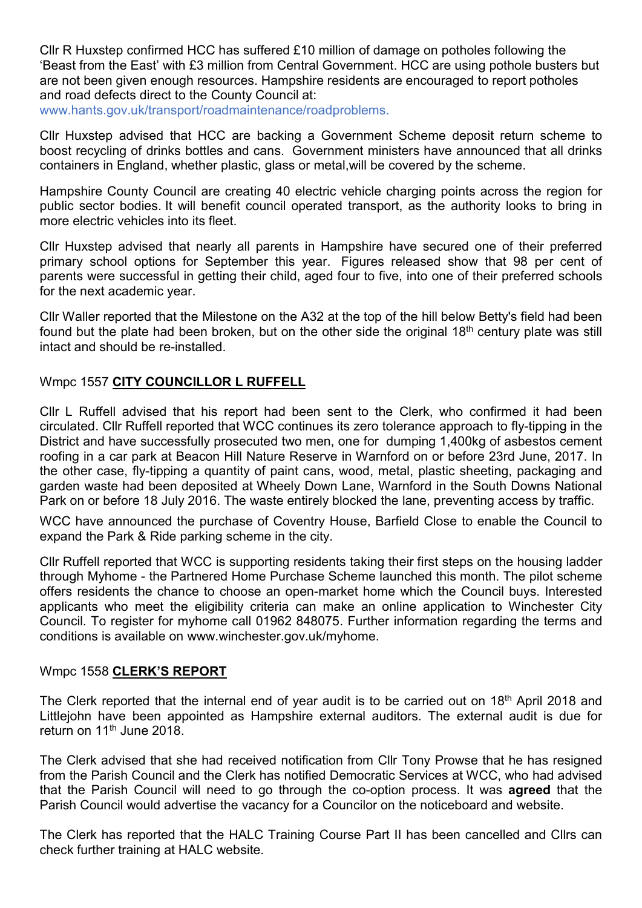Cllr R Huxstep confirmed HCC has suffered £10 million of damage on potholes following the 'Beast from the East' with £3 million from Central Government. HCC are using pothole busters but are not been given enough resources. Hampshire residents are encouraged to report potholes and road defects direct to the County Council at: www.hants.gov.uk/transport/roadmaintenance/roadproblems.

Cllr Huxstep advised that HCC are backing a Government Scheme deposit return scheme to boost recycling of drinks bottles and cans. Government ministers have announced that all drinks containers in England, whether plastic, glass or metal,will be covered by the scheme.

Hampshire County Council are creating 40 electric vehicle charging points across the region for public sector bodies. It will benefit council operated transport, as the authority looks to bring in more electric vehicles into its fleet.

Cllr Huxstep advised that nearly all parents in Hampshire have secured one of their preferred primary school options for September this year. Figures released show that 98 per cent of parents were successful in getting their child, aged four to five, into one of their preferred schools for the next academic year.

Cllr Waller reported that the Milestone on the A32 at the top of the hill below Betty's field had been found but the plate had been broken, but on the other side the original 18th century plate was still intact and should be re-installed.

### Wmpc 1557 **CITY COUNCILLOR L RUFFELL**

Cllr L Ruffell advised that his report had been sent to the Clerk, who confirmed it had been circulated. Cllr Ruffell reported that WCC continues its zero tolerance approach to fly-tipping in the District and have successfully prosecuted two men, one for dumping 1,400kg of asbestos cement roofing in a car park at Beacon Hill Nature Reserve in Warnford on or before 23rd June, 2017. In the other case, fly-tipping a quantity of paint cans, wood, metal, plastic sheeting, packaging and garden waste had been deposited at Wheely Down Lane, Warnford in the South Downs National Park on or before 18 July 2016. The waste entirely blocked the lane, preventing access by traffic.

WCC have announced the purchase of Coventry House, Barfield Close to enable the Council to expand the Park & Ride parking scheme in the city.

Cllr Ruffell reported that WCC is supporting residents taking their first steps on the housing ladder through Myhome - the Partnered Home Purchase Scheme launched this month. The pilot scheme offers residents the chance to choose an open-market home which the Council buys. Interested applicants who meet the eligibility criteria can make an online application to Winchester City Council. To register for myhome call 01962 848075. Further information regarding the terms and conditions is available on www.winchester.gov.uk/myhome.

### Wmpc 1558 **CLERK'S REPORT**

The Clerk reported that the internal end of year audit is to be carried out on 18th April 2018 and Littlejohn have been appointed as Hampshire external auditors. The external audit is due for return on 11th June 2018.

The Clerk advised that she had received notification from Cllr Tony Prowse that he has resigned from the Parish Council and the Clerk has notified Democratic Services at WCC, who had advised that the Parish Council will need to go through the co-option process. It was **agreed** that the Parish Council would advertise the vacancy for a Councilor on the noticeboard and website.

The Clerk has reported that the HALC Training Course Part II has been cancelled and Cllrs can check further training at HALC website.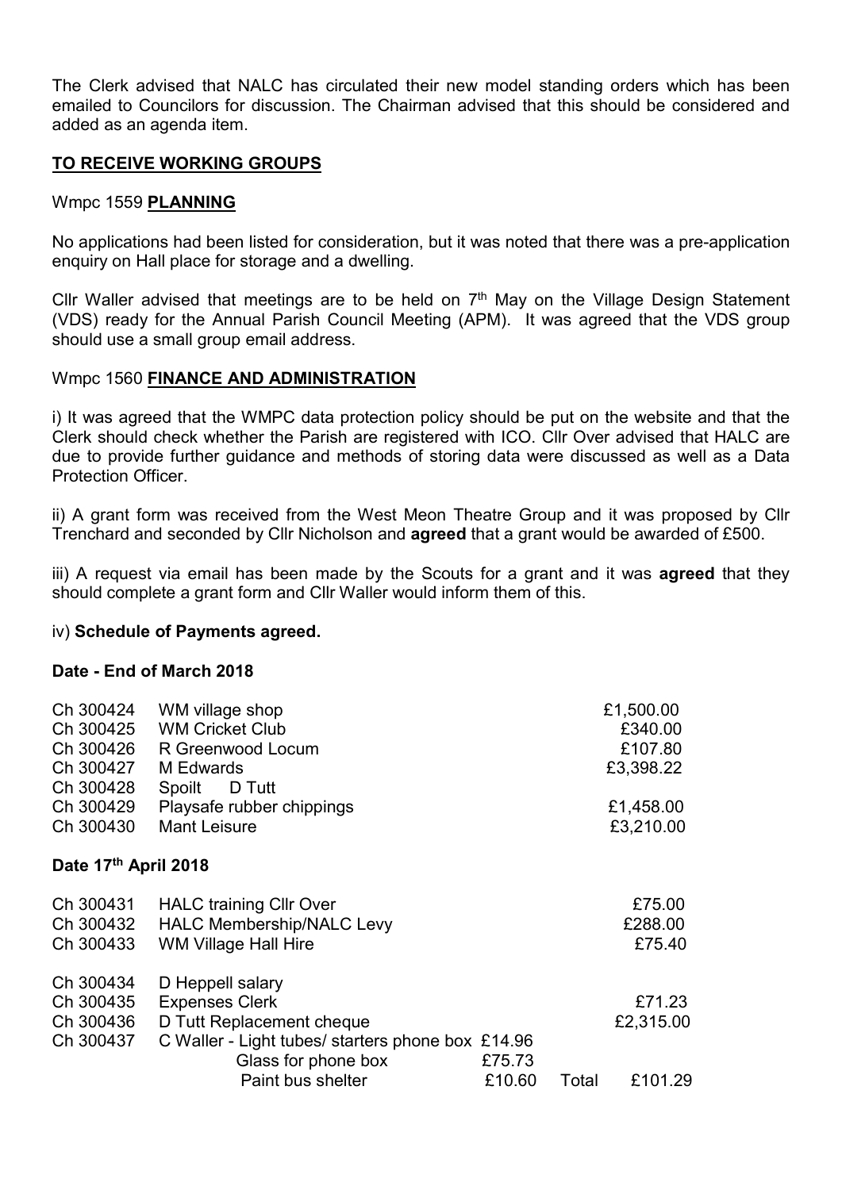The Clerk advised that NALC has circulated their new model standing orders which has been emailed to Councilors for discussion. The Chairman advised that this should be considered and added as an agenda item.

## **TO RECEIVE WORKING GROUPS**

### Wmpc 1559 **PLANNING**

No applications had been listed for consideration, but it was noted that there was a pre-application enquiry on Hall place for storage and a dwelling.

Cllr Waller advised that meetings are to be held on 7th May on the Village Design Statement (VDS) ready for the Annual Parish Council Meeting (APM). It was agreed that the VDS group should use a small group email address.

### Wmpc 1560 **FINANCE AND ADMINISTRATION**

i) It was agreed that the WMPC data protection policy should be put on the website and that the Clerk should check whether the Parish are registered with ICO. Cllr Over advised that HALC are due to provide further guidance and methods of storing data were discussed as well as a Data Protection Officer.

ii) A grant form was received from the West Meon Theatre Group and it was proposed by Cllr Trenchard and seconded by Cllr Nicholson and **agreed** that a grant would be awarded of £500.

iii) A request via email has been made by the Scouts for a grant and it was **agreed** that they should complete a grant form and Cllr Waller would inform them of this.

iv) **Schedule of Payments agreed.**

**Date - End of March 2018**

| | | |
|---|---|---|
| Ch 300424 | WM village shop | £1,500.00 |
| Ch 300425 | WM Cricket Club | £340.00 |
| Ch 300426 | R Greenwood Locum | £107.80 |
| Ch 300427 | M Edwards | £3,398.22 |
| Ch 300428 | Spoilt D Tutt | |
| Ch 300429 | Playsafe rubber chippings | £1,458.00 |
| Ch 300430 | Mant Leisure | £3,210.00 |

**Date 17th April 2018**

| | | | | |
|---|---|---|---|---|
| Ch 300431 | HALC training Cllr Over | | | £75.00 |
| Ch 300432 | HALC Membership/NALC Levy | | | £288.00 |
| Ch 300433 | WM Village Hall Hire | | | £75.40 |
| Ch 300434 | D Heppell salary | | | |
| Ch 300435 | Expenses Clerk | | | £71.23 |
| Ch 300436 | D Tutt Replacement cheque | | | £2,315.00 |
| Ch 300437 | C Waller - Light tubes/ starters phone box | £14.96 | | |
| | Glass for phone box | £75.73 | | |
| | Paint bus shelter | £10.60 | Total | £101.29 |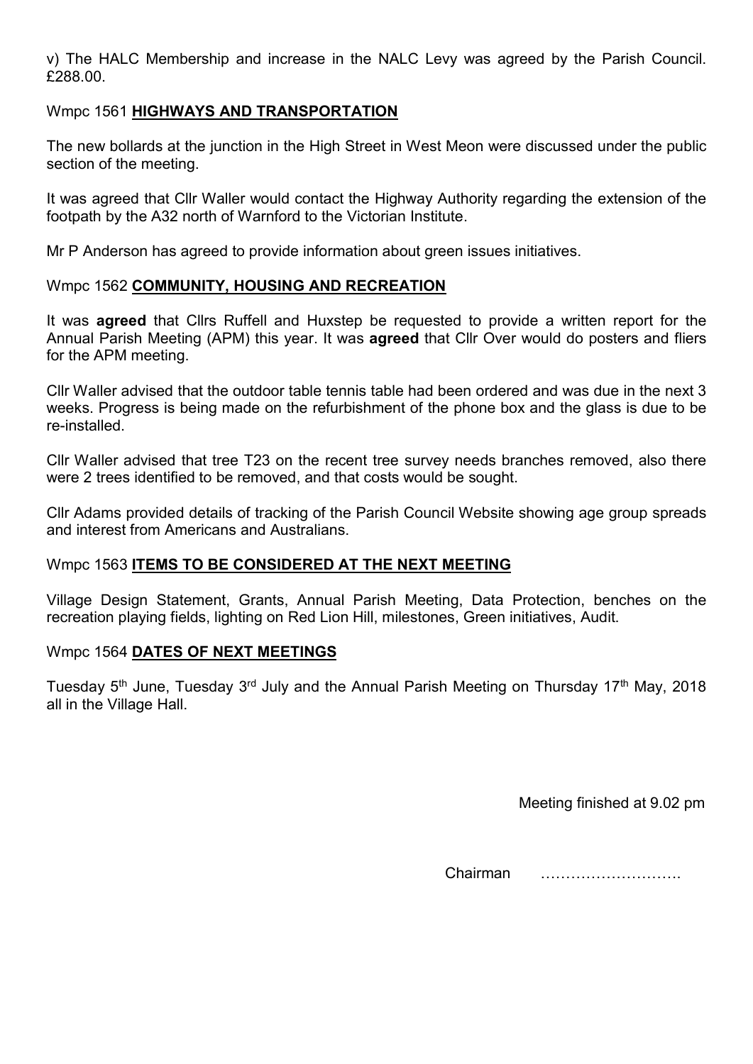v) The HALC Membership and increase in the NALC Levy was agreed by the Parish Council. £288.00.

## Wmpc 1561 **HIGHWAYS AND TRANSPORTATION**

The new bollards at the junction in the High Street in West Meon were discussed under the public section of the meeting.

It was agreed that Cllr Waller would contact the Highway Authority regarding the extension of the footpath by the A32 north of Warnford to the Victorian Institute.

Mr P Anderson has agreed to provide information about green issues initiatives.

## Wmpc 1562 **COMMUNITY, HOUSING AND RECREATION**

It was **agreed** that Cllrs Ruffell and Huxstep be requested to provide a written report for the Annual Parish Meeting (APM) this year. It was **agreed** that Cllr Over would do posters and fliers for the APM meeting.

Cllr Waller advised that the outdoor table tennis table had been ordered and was due in the next 3 weeks. Progress is being made on the refurbishment of the phone box and the glass is due to be re-installed.

Cllr Waller advised that tree T23 on the recent tree survey needs branches removed, also there were 2 trees identified to be removed, and that costs would be sought.

Cllr Adams provided details of tracking of the Parish Council Website showing age group spreads and interest from Americans and Australians.

## Wmpc 1563 **ITEMS TO BE CONSIDERED AT THE NEXT MEETING**

Village Design Statement, Grants, Annual Parish Meeting, Data Protection, benches on the recreation playing fields, lighting on Red Lion Hill, milestones, Green initiatives, Audit.

## Wmpc 1564 **DATES OF NEXT MEETINGS**

Tuesday 5th June, Tuesday 3rd July and the Annual Parish Meeting on Thursday 17th May, 2018 all in the Village Hall.

Meeting finished at 9.02 pm

Chairman ……………………….